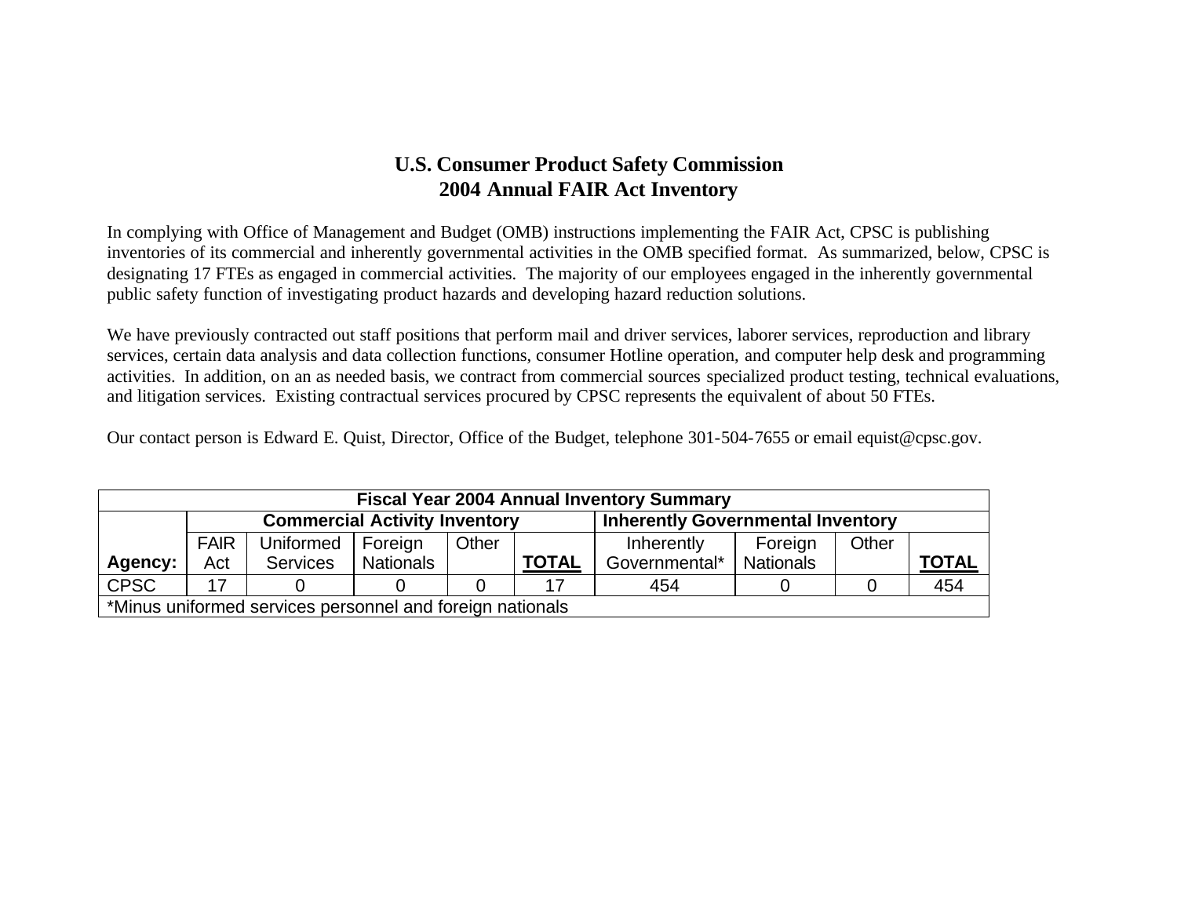# U.S. Consumer Product Safety Commission
## 2004 Annual FAIR Act Inventory

In complying with Office of Management and Budget (OMB) instructions implementing the FAIR Act, CPSC is publishing inventories of its commercial and inherently governmental activities in the OMB specified format. As summarized, below, CPSC is designating 17 FTEs as engaged in commercial activities. The majority of our employees engaged in the inherently governmental public safety function of investigating product hazards and developing hazard reduction solutions.

We have previously contracted out staff positions that perform mail and driver services, laborer services, reproduction and library services, certain data analysis and data collection functions, consumer Hotline operation, and computer help desk and programming activities. In addition, on an as needed basis, we contract from commercial sources specialized product testing, technical evaluations, and litigation services. Existing contractual services procured by CPSC represents the equivalent of about 50 FTEs.

Our contact person is Edward E. Quist, Director, Office of the Budget, telephone 301-504-7655 or email equist@cpsc.gov.

| **Fiscal Year 2004 Annual Inventory Summary** | | | | | | | | | |
|---|---|---|---|---|---|---|---|---|---|
| | **Commercial Activity Inventory** | | | | | **Inherently Governmental Inventory** | | | |
| **Agency:** | FAIR Act | Uniformed Services | Foreign Nationals | Other | **TOTAL** | Inherently Governmental* | Foreign Nationals | Other | **TOTAL** |
| CPSC | 17 | 0 | 0 | 0 | 17 | 454 | 0 | 0 | 454 |
| *Minus uniformed services personnel and foreign nationals | | | | | | | | | |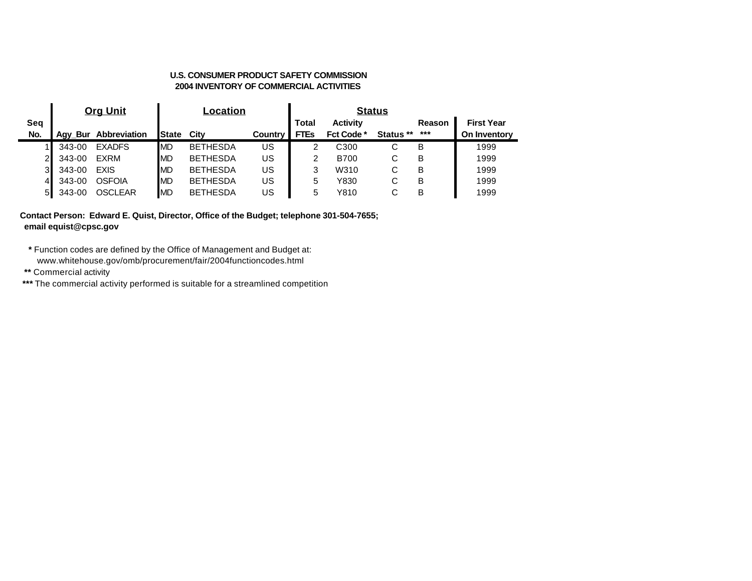**U.S. CONSUMER PRODUCT SAFETY COMMISSION**
**2004 INVENTORY OF COMMERCIAL ACTIVITIES**

| | Org Unit | | Location | | | Status | | | | |
|---|---|---|---|---|---|---|---|---|---|---|
| Seq No. | Agy_Bur | Abbreviation | State | City | Country | Total FTEs | Activity Fct Code * | Status ** | Reason *** | First Year On Inventory |
| 1 | 343-00 | EXADFS | MD | BETHESDA | US | 2 | C300 | C | B | 1999 |
| 2 | 343-00 | EXRM | MD | BETHESDA | US | 2 | B700 | C | B | 1999 |
| 3 | 343-00 | EXIS | MD | BETHESDA | US | 3 | W310 | C | B | 1999 |
| 4 | 343-00 | OSFOIA | MD | BETHESDA | US | 5 | Y830 | C | B | 1999 |
| 5 | 343-00 | OSCLEAR | MD | BETHESDA | US | 5 | Y810 | C | B | 1999 |

**Contact Person: Edward E. Quist, Director, Office of the Budget; telephone 301-504-7655; email equist@cpsc.gov**

**\*** Function codes are defined by the Office of Management and Budget at:
www.whitehouse.gov/omb/procurement/fair/2004functioncodes.html

**\*\*** Commercial activity

**\*\*\*** The commercial activity performed is suitable for a streamlined competition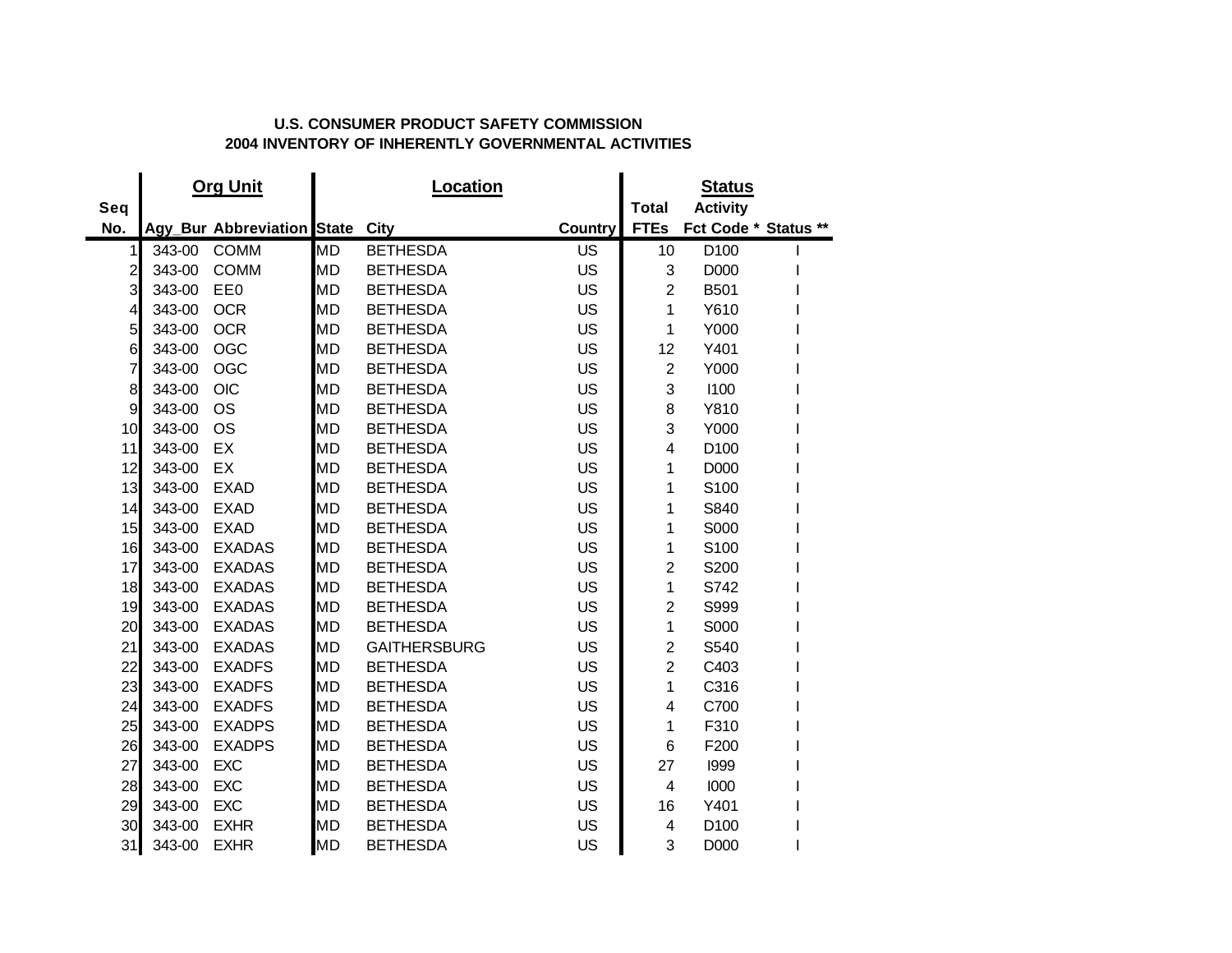**U.S. CONSUMER PRODUCT SAFETY COMMISSION**
**2004 INVENTORY OF INHERENTLY GOVERNMENTAL ACTIVITIES**

| | Org Unit | | Location | | | Status | | |
|---|---|---|---|---|---|---|---|---|
| Seq No. | Agy_Bur | Abbreviation | State | City | Country | Total FTEs | Activity Fct Code * | Status ** |
| 1 | 343-00 | COMM | MD | BETHESDA | US | 10 | D100 | I |
| 2 | 343-00 | COMM | MD | BETHESDA | US | 3 | D000 | I |
| 3 | 343-00 | EE0 | MD | BETHESDA | US | 2 | B501 | I |
| 4 | 343-00 | OCR | MD | BETHESDA | US | 1 | Y610 | I |
| 5 | 343-00 | OCR | MD | BETHESDA | US | 1 | Y000 | I |
| 6 | 343-00 | OGC | MD | BETHESDA | US | 12 | Y401 | I |
| 7 | 343-00 | OGC | MD | BETHESDA | US | 2 | Y000 | I |
| 8 | 343-00 | OIC | MD | BETHESDA | US | 3 | I100 | I |
| 9 | 343-00 | OS | MD | BETHESDA | US | 8 | Y810 | I |
| 10 | 343-00 | OS | MD | BETHESDA | US | 3 | Y000 | I |
| 11 | 343-00 | EX | MD | BETHESDA | US | 4 | D100 | I |
| 12 | 343-00 | EX | MD | BETHESDA | US | 1 | D000 | I |
| 13 | 343-00 | EXAD | MD | BETHESDA | US | 1 | S100 | I |
| 14 | 343-00 | EXAD | MD | BETHESDA | US | 1 | S840 | I |
| 15 | 343-00 | EXAD | MD | BETHESDA | US | 1 | S000 | I |
| 16 | 343-00 | EXADAS | MD | BETHESDA | US | 1 | S100 | I |
| 17 | 343-00 | EXADAS | MD | BETHESDA | US | 2 | S200 | I |
| 18 | 343-00 | EXADAS | MD | BETHESDA | US | 1 | S742 | I |
| 19 | 343-00 | EXADAS | MD | BETHESDA | US | 2 | S999 | I |
| 20 | 343-00 | EXADAS | MD | BETHESDA | US | 1 | S000 | I |
| 21 | 343-00 | EXADAS | MD | GAITHERSBURG | US | 2 | S540 | I |
| 22 | 343-00 | EXADFS | MD | BETHESDA | US | 2 | C403 | I |
| 23 | 343-00 | EXADFS | MD | BETHESDA | US | 1 | C316 | I |
| 24 | 343-00 | EXADFS | MD | BETHESDA | US | 4 | C700 | I |
| 25 | 343-00 | EXADPS | MD | BETHESDA | US | 1 | F310 | I |
| 26 | 343-00 | EXADPS | MD | BETHESDA | US | 6 | F200 | I |
| 27 | 343-00 | EXC | MD | BETHESDA | US | 27 | I999 | I |
| 28 | 343-00 | EXC | MD | BETHESDA | US | 4 | I000 | I |
| 29 | 343-00 | EXC | MD | BETHESDA | US | 16 | Y401 | I |
| 30 | 343-00 | EXHR | MD | BETHESDA | US | 4 | D100 | I |
| 31 | 343-00 | EXHR | MD | BETHESDA | US | 3 | D000 | I |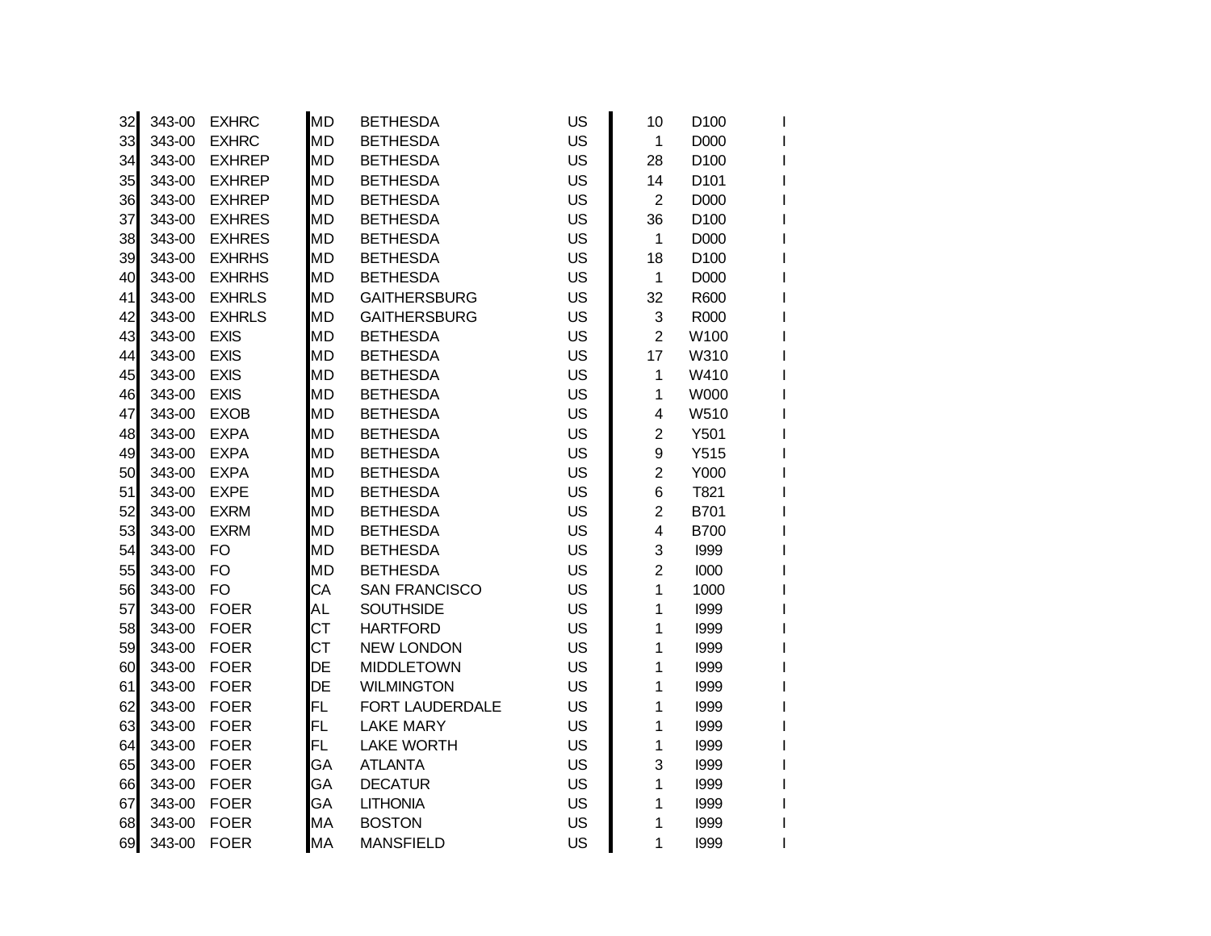| | | | | | | | | |
|---|---|---|---|---|---|---|---|---|
| 32 | 343-00 | EXHRC | MD | BETHESDA | US | 10 | D100 | I |
| 33 | 343-00 | EXHRC | MD | BETHESDA | US | 1 | D000 | I |
| 34 | 343-00 | EXHREP | MD | BETHESDA | US | 28 | D100 | I |
| 35 | 343-00 | EXHREP | MD | BETHESDA | US | 14 | D101 | I |
| 36 | 343-00 | EXHREP | MD | BETHESDA | US | 2 | D000 | I |
| 37 | 343-00 | EXHRES | MD | BETHESDA | US | 36 | D100 | I |
| 38 | 343-00 | EXHRES | MD | BETHESDA | US | 1 | D000 | I |
| 39 | 343-00 | EXHRHS | MD | BETHESDA | US | 18 | D100 | I |
| 40 | 343-00 | EXHRHS | MD | BETHESDA | US | 1 | D000 | I |
| 41 | 343-00 | EXHRLS | MD | GAITHERSBURG | US | 32 | R600 | I |
| 42 | 343-00 | EXHRLS | MD | GAITHERSBURG | US | 3 | R000 | I |
| 43 | 343-00 | EXIS | MD | BETHESDA | US | 2 | W100 | I |
| 44 | 343-00 | EXIS | MD | BETHESDA | US | 17 | W310 | I |
| 45 | 343-00 | EXIS | MD | BETHESDA | US | 1 | W410 | I |
| 46 | 343-00 | EXIS | MD | BETHESDA | US | 1 | W000 | I |
| 47 | 343-00 | EXOB | MD | BETHESDA | US | 4 | W510 | I |
| 48 | 343-00 | EXPA | MD | BETHESDA | US | 2 | Y501 | I |
| 49 | 343-00 | EXPA | MD | BETHESDA | US | 9 | Y515 | I |
| 50 | 343-00 | EXPA | MD | BETHESDA | US | 2 | Y000 | I |
| 51 | 343-00 | EXPE | MD | BETHESDA | US | 6 | T821 | I |
| 52 | 343-00 | EXRM | MD | BETHESDA | US | 2 | B701 | I |
| 53 | 343-00 | EXRM | MD | BETHESDA | US | 4 | B700 | I |
| 54 | 343-00 | FO | MD | BETHESDA | US | 3 | I999 | I |
| 55 | 343-00 | FO | MD | BETHESDA | US | 2 | I000 | I |
| 56 | 343-00 | FO | CA | SAN FRANCISCO | US | 1 | 1000 | I |
| 57 | 343-00 | FOER | AL | SOUTHSIDE | US | 1 | I999 | I |
| 58 | 343-00 | FOER | CT | HARTFORD | US | 1 | I999 | I |
| 59 | 343-00 | FOER | CT | NEW LONDON | US | 1 | I999 | I |
| 60 | 343-00 | FOER | DE | MIDDLETOWN | US | 1 | I999 | I |
| 61 | 343-00 | FOER | DE | WILMINGTON | US | 1 | I999 | I |
| 62 | 343-00 | FOER | FL | FORT LAUDERDALE | US | 1 | I999 | I |
| 63 | 343-00 | FOER | FL | LAKE MARY | US | 1 | I999 | I |
| 64 | 343-00 | FOER | FL | LAKE WORTH | US | 1 | I999 | I |
| 65 | 343-00 | FOER | GA | ATLANTA | US | 3 | I999 | I |
| 66 | 343-00 | FOER | GA | DECATUR | US | 1 | I999 | I |
| 67 | 343-00 | FOER | GA | LITHONIA | US | 1 | I999 | I |
| 68 | 343-00 | FOER | MA | BOSTON | US | 1 | I999 | I |
| 69 | 343-00 | FOER | MA | MANSFIELD | US | 1 | I999 | I |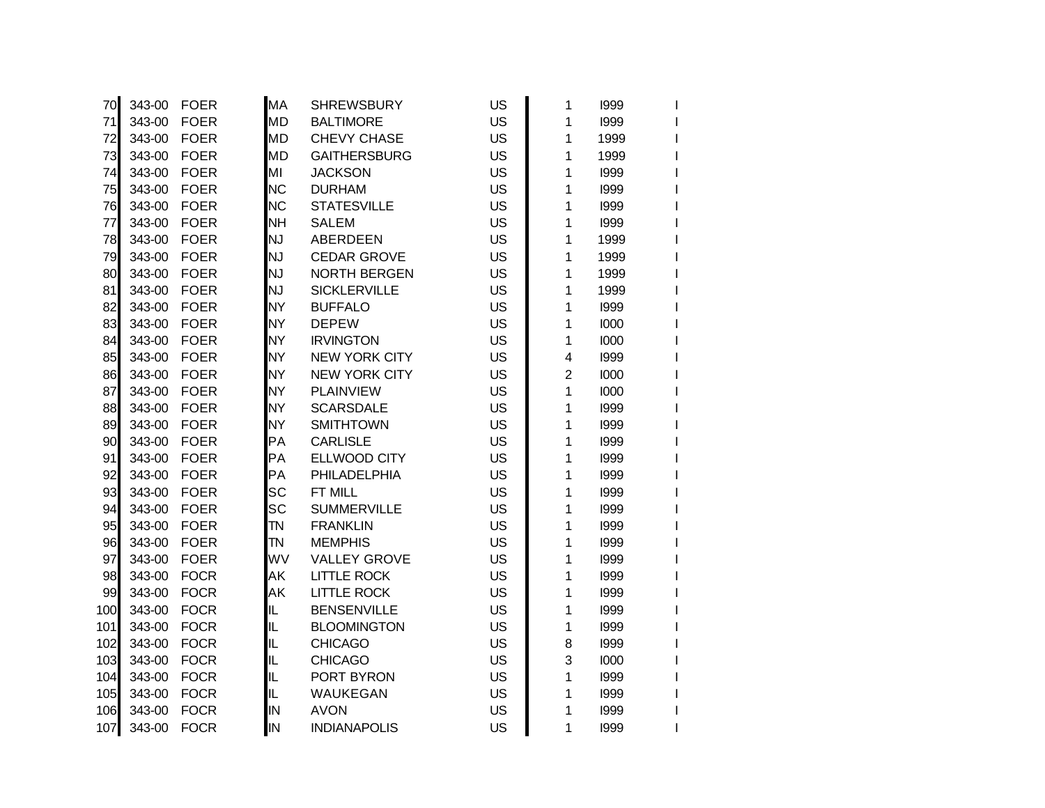| | | | | | | | | |
|---|---|---|---|---|---|---|---|---|
| 70 | 343-00 | FOER | MA | SHREWSBURY | US | 1 | I999 | I |
| 71 | 343-00 | FOER | MD | BALTIMORE | US | 1 | I999 | I |
| 72 | 343-00 | FOER | MD | CHEVY CHASE | US | 1 | 1999 | I |
| 73 | 343-00 | FOER | MD | GAITHERSBURG | US | 1 | 1999 | I |
| 74 | 343-00 | FOER | MI | JACKSON | US | 1 | I999 | I |
| 75 | 343-00 | FOER | NC | DURHAM | US | 1 | I999 | I |
| 76 | 343-00 | FOER | NC | STATESVILLE | US | 1 | I999 | I |
| 77 | 343-00 | FOER | NH | SALEM | US | 1 | I999 | I |
| 78 | 343-00 | FOER | NJ | ABERDEEN | US | 1 | 1999 | I |
| 79 | 343-00 | FOER | NJ | CEDAR GROVE | US | 1 | 1999 | I |
| 80 | 343-00 | FOER | NJ | NORTH BERGEN | US | 1 | 1999 | I |
| 81 | 343-00 | FOER | NJ | SICKLERVILLE | US | 1 | 1999 | I |
| 82 | 343-00 | FOER | NY | BUFFALO | US | 1 | I999 | I |
| 83 | 343-00 | FOER | NY | DEPEW | US | 1 | I000 | I |
| 84 | 343-00 | FOER | NY | IRVINGTON | US | 1 | I000 | I |
| 85 | 343-00 | FOER | NY | NEW YORK CITY | US | 4 | I999 | I |
| 86 | 343-00 | FOER | NY | NEW YORK CITY | US | 2 | I000 | I |
| 87 | 343-00 | FOER | NY | PLAINVIEW | US | 1 | I000 | I |
| 88 | 343-00 | FOER | NY | SCARSDALE | US | 1 | I999 | I |
| 89 | 343-00 | FOER | NY | SMITHTOWN | US | 1 | I999 | I |
| 90 | 343-00 | FOER | PA | CARLISLE | US | 1 | I999 | I |
| 91 | 343-00 | FOER | PA | ELLWOOD CITY | US | 1 | I999 | I |
| 92 | 343-00 | FOER | PA | PHILADELPHIA | US | 1 | I999 | I |
| 93 | 343-00 | FOER | SC | FT MILL | US | 1 | I999 | I |
| 94 | 343-00 | FOER | SC | SUMMERVILLE | US | 1 | I999 | I |
| 95 | 343-00 | FOER | TN | FRANKLIN | US | 1 | I999 | I |
| 96 | 343-00 | FOER | TN | MEMPHIS | US | 1 | I999 | I |
| 97 | 343-00 | FOER | WV | VALLEY GROVE | US | 1 | I999 | I |
| 98 | 343-00 | FOCR | AK | LITTLE ROCK | US | 1 | I999 | I |
| 99 | 343-00 | FOCR | AK | LITTLE ROCK | US | 1 | I999 | I |
| 100 | 343-00 | FOCR | IL | BENSENVILLE | US | 1 | I999 | I |
| 101 | 343-00 | FOCR | IL | BLOOMINGTON | US | 1 | I999 | I |
| 102 | 343-00 | FOCR | IL | CHICAGO | US | 8 | I999 | I |
| 103 | 343-00 | FOCR | IL | CHICAGO | US | 3 | I000 | I |
| 104 | 343-00 | FOCR | IL | PORT BYRON | US | 1 | I999 | I |
| 105 | 343-00 | FOCR | IL | WAUKEGAN | US | 1 | I999 | I |
| 106 | 343-00 | FOCR | IN | AVON | US | 1 | I999 | I |
| 107 | 343-00 | FOCR | IN | INDIANAPOLIS | US | 1 | I999 | I |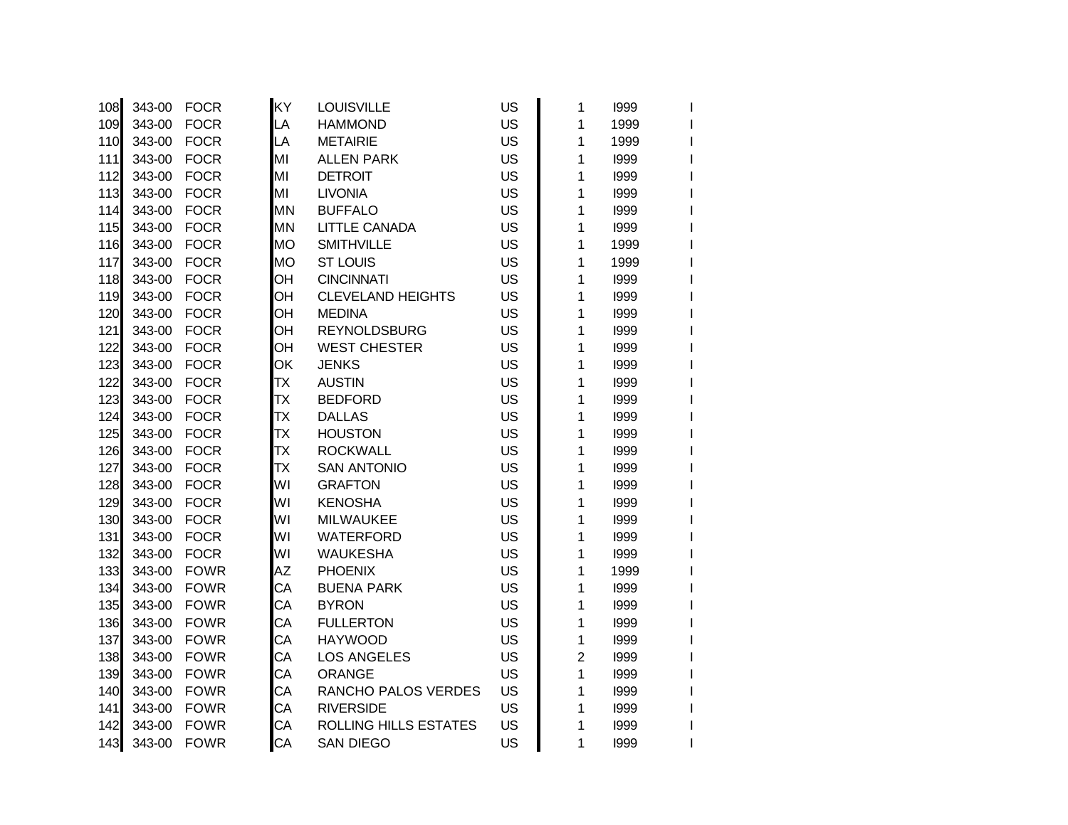| | | | | | | | | |
|---|---|---|---|---|---|---|---|---|
| 108 | 343-00 | FOCR | KY | LOUISVILLE | US | 1 | I999 | I |
| 109 | 343-00 | FOCR | LA | HAMMOND | US | 1 | 1999 | I |
| 110 | 343-00 | FOCR | LA | METAIRIE | US | 1 | 1999 | I |
| 111 | 343-00 | FOCR | MI | ALLEN PARK | US | 1 | I999 | I |
| 112 | 343-00 | FOCR | MI | DETROIT | US | 1 | I999 | I |
| 113 | 343-00 | FOCR | MI | LIVONIA | US | 1 | I999 | I |
| 114 | 343-00 | FOCR | MN | BUFFALO | US | 1 | I999 | I |
| 115 | 343-00 | FOCR | MN | LITTLE CANADA | US | 1 | I999 | I |
| 116 | 343-00 | FOCR | MO | SMITHVILLE | US | 1 | 1999 | I |
| 117 | 343-00 | FOCR | MO | ST LOUIS | US | 1 | 1999 | I |
| 118 | 343-00 | FOCR | OH | CINCINNATI | US | 1 | I999 | I |
| 119 | 343-00 | FOCR | OH | CLEVELAND HEIGHTS | US | 1 | I999 | I |
| 120 | 343-00 | FOCR | OH | MEDINA | US | 1 | I999 | I |
| 121 | 343-00 | FOCR | OH | REYNOLDSBURG | US | 1 | I999 | I |
| 122 | 343-00 | FOCR | OH | WEST CHESTER | US | 1 | I999 | I |
| 123 | 343-00 | FOCR | OK | JENKS | US | 1 | I999 | I |
| 122 | 343-00 | FOCR | TX | AUSTIN | US | 1 | I999 | I |
| 123 | 343-00 | FOCR | TX | BEDFORD | US | 1 | I999 | I |
| 124 | 343-00 | FOCR | TX | DALLAS | US | 1 | I999 | I |
| 125 | 343-00 | FOCR | TX | HOUSTON | US | 1 | I999 | I |
| 126 | 343-00 | FOCR | TX | ROCKWALL | US | 1 | I999 | I |
| 127 | 343-00 | FOCR | TX | SAN ANTONIO | US | 1 | I999 | I |
| 128 | 343-00 | FOCR | WI | GRAFTON | US | 1 | I999 | I |
| 129 | 343-00 | FOCR | WI | KENOSHA | US | 1 | I999 | I |
| 130 | 343-00 | FOCR | WI | MILWAUKEE | US | 1 | I999 | I |
| 131 | 343-00 | FOCR | WI | WATERFORD | US | 1 | I999 | I |
| 132 | 343-00 | FOCR | WI | WAUKESHA | US | 1 | I999 | I |
| 133 | 343-00 | FOWR | AZ | PHOENIX | US | 1 | 1999 | I |
| 134 | 343-00 | FOWR | CA | BUENA PARK | US | 1 | I999 | I |
| 135 | 343-00 | FOWR | CA | BYRON | US | 1 | I999 | I |
| 136 | 343-00 | FOWR | CA | FULLERTON | US | 1 | I999 | I |
| 137 | 343-00 | FOWR | CA | HAYWOOD | US | 1 | I999 | I |
| 138 | 343-00 | FOWR | CA | LOS ANGELES | US | 2 | I999 | I |
| 139 | 343-00 | FOWR | CA | ORANGE | US | 1 | I999 | I |
| 140 | 343-00 | FOWR | CA | RANCHO PALOS VERDES | US | 1 | I999 | I |
| 141 | 343-00 | FOWR | CA | RIVERSIDE | US | 1 | I999 | I |
| 142 | 343-00 | FOWR | CA | ROLLING HILLS ESTATES | US | 1 | I999 | I |
| 143 | 343-00 | FOWR | CA | SAN DIEGO | US | 1 | I999 | I |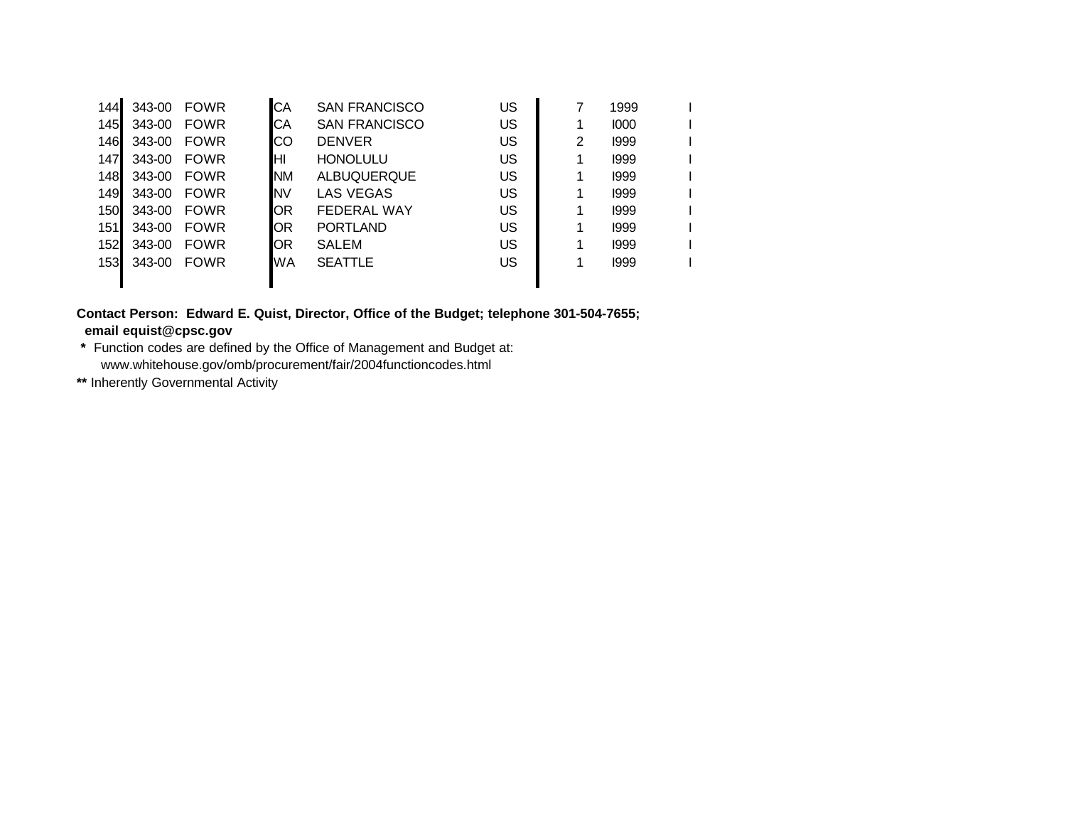| | | | | | | | | |
|---|---|---|---|---|---|---|---|---|
| 144 | 343-00 | FOWR | CA | SAN FRANCISCO | US | 7 | 1999 | I |
| 145 | 343-00 | FOWR | CA | SAN FRANCISCO | US | 1 | I000 | I |
| 146 | 343-00 | FOWR | CO | DENVER | US | 2 | I999 | I |
| 147 | 343-00 | FOWR | HI | HONOLULU | US | 1 | I999 | I |
| 148 | 343-00 | FOWR | NM | ALBUQUERQUE | US | 1 | I999 | I |
| 149 | 343-00 | FOWR | NV | LAS VEGAS | US | 1 | I999 | I |
| 150 | 343-00 | FOWR | OR | FEDERAL WAY | US | 1 | I999 | I |
| 151 | 343-00 | FOWR | OR | PORTLAND | US | 1 | I999 | I |
| 152 | 343-00 | FOWR | OR | SALEM | US | 1 | I999 | I |
| 153 | 343-00 | FOWR | WA | SEATTLE | US | 1 | I999 | I |

**Contact Person: Edward E. Quist, Director, Office of the Budget; telephone 301-504-7655; email equist@cpsc.gov**

**\*** Function codes are defined by the Office of Management and Budget at: www.whitehouse.gov/omb/procurement/fair/2004functioncodes.html

**\*\*** Inherently Governmental Activity